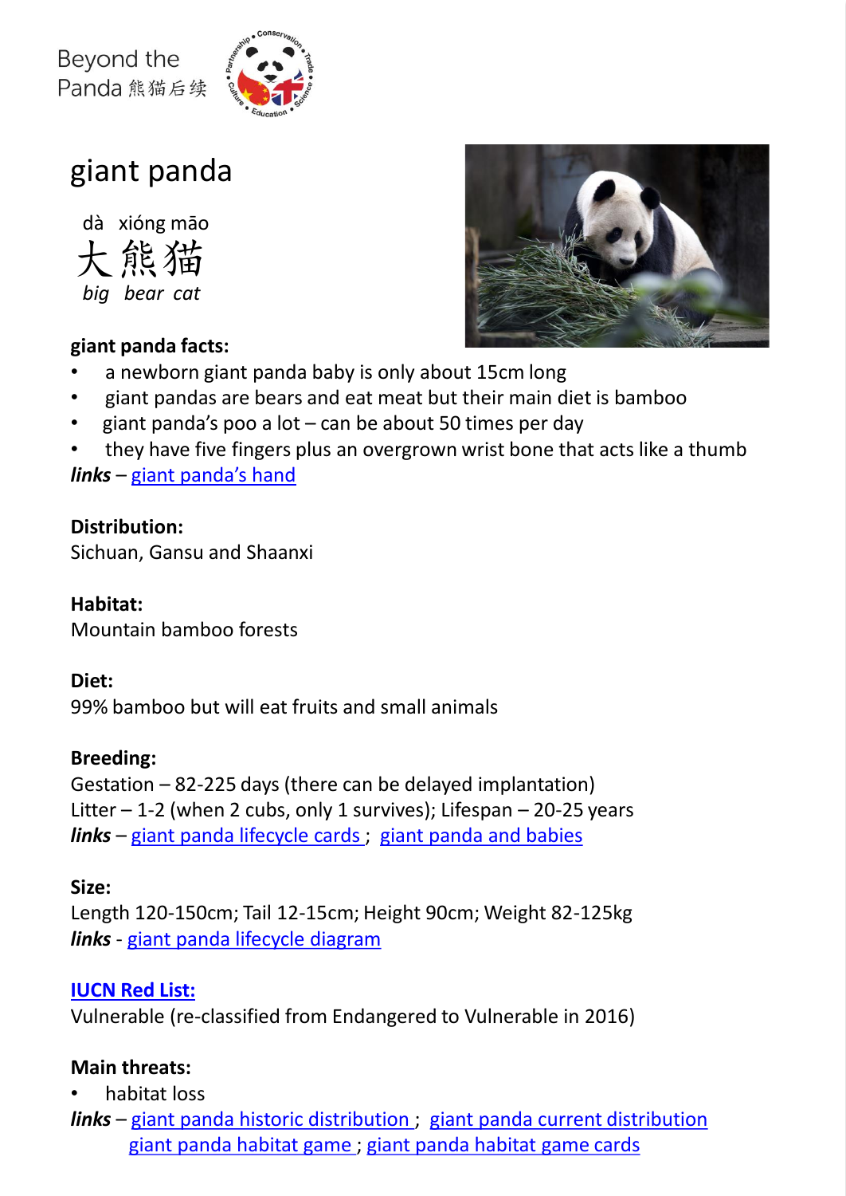Beyond the Panda 熊猫后续

# giant panda

dà xióng māo
大熊猫
*big bear cat*

**giant panda facts:**

- a newborn giant panda baby is only about 15cm long
- giant pandas are bears and eat meat but their main diet is bamboo
- giant panda's poo a lot – can be about 50 times per day
- they have five fingers plus an overgrown wrist bone that acts like a thumb

***links*** – giant panda's hand

**Distribution:**
Sichuan, Gansu and Shaanxi

**Habitat:**
Mountain bamboo forests

**Diet:**
99% bamboo but will eat fruits and small animals

**Breeding:**
Gestation – 82-225 days (there can be delayed implantation)
Litter – 1-2 (when 2 cubs, only 1 survives); Lifespan – 20-25 years
***links*** – giant panda lifecycle cards ; giant panda and babies

**Size:**
Length 120-150cm; Tail 12-15cm; Height 90cm; Weight 82-125kg
***links*** - giant panda lifecycle diagram

**IUCN Red List:**
Vulnerable (re-classified from Endangered to Vulnerable in 2016)

**Main threats:**

- habitat loss

***links*** – giant panda historic distribution ; giant panda current distribution
giant panda habitat game ; giant panda habitat game cards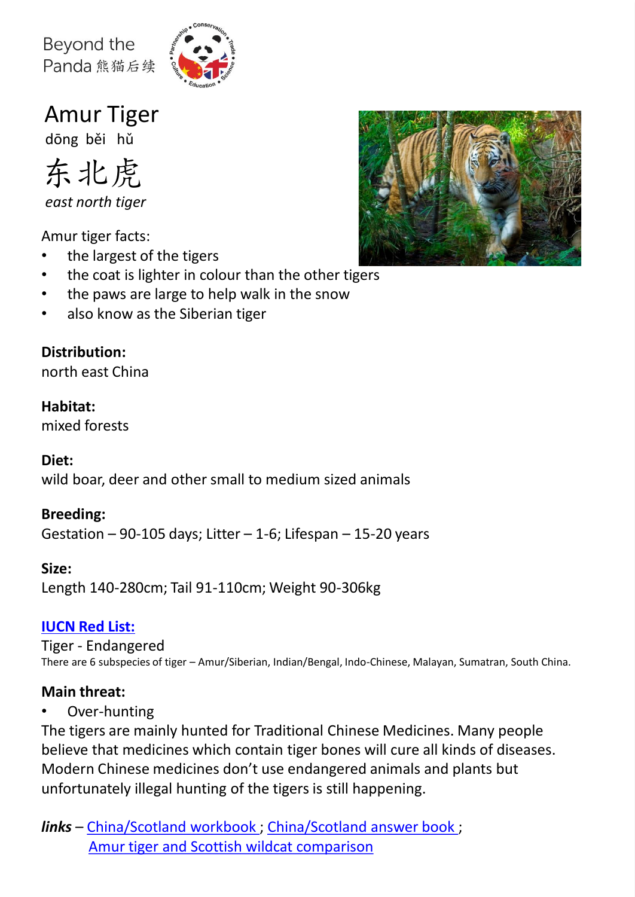Beyond the Panda 熊猫后续

# Amur Tiger

dōng běi hǔ

东北虎

*east north tiger*

Amur tiger facts:

- the largest of the tigers
- the coat is lighter in colour than the other tigers
- the paws are large to help walk in the snow
- also know as the Siberian tiger

**Distribution:**
north east China

**Habitat:**
mixed forests

**Diet:**
wild boar, deer and other small to medium sized animals

**Breeding:**
Gestation – 90-105 days; Litter – 1-6; Lifespan – 15-20 years

**Size:**
Length 140-280cm; Tail 91-110cm; Weight 90-306kg

**IUCN Red List:**
Tiger - Endangered
There are 6 subspecies of tiger – Amur/Siberian, Indian/Bengal, Indo-Chinese, Malayan, Sumatran, South China.

**Main threat:**

- Over-hunting

The tigers are mainly hunted for Traditional Chinese Medicines. Many people believe that medicines which contain tiger bones will cure all kinds of diseases. Modern Chinese medicines don't use endangered animals and plants but unfortunately illegal hunting of the tigers is still happening.

***links*** – China/Scotland workbook ; China/Scotland answer book ; Amur tiger and Scottish wildcat comparison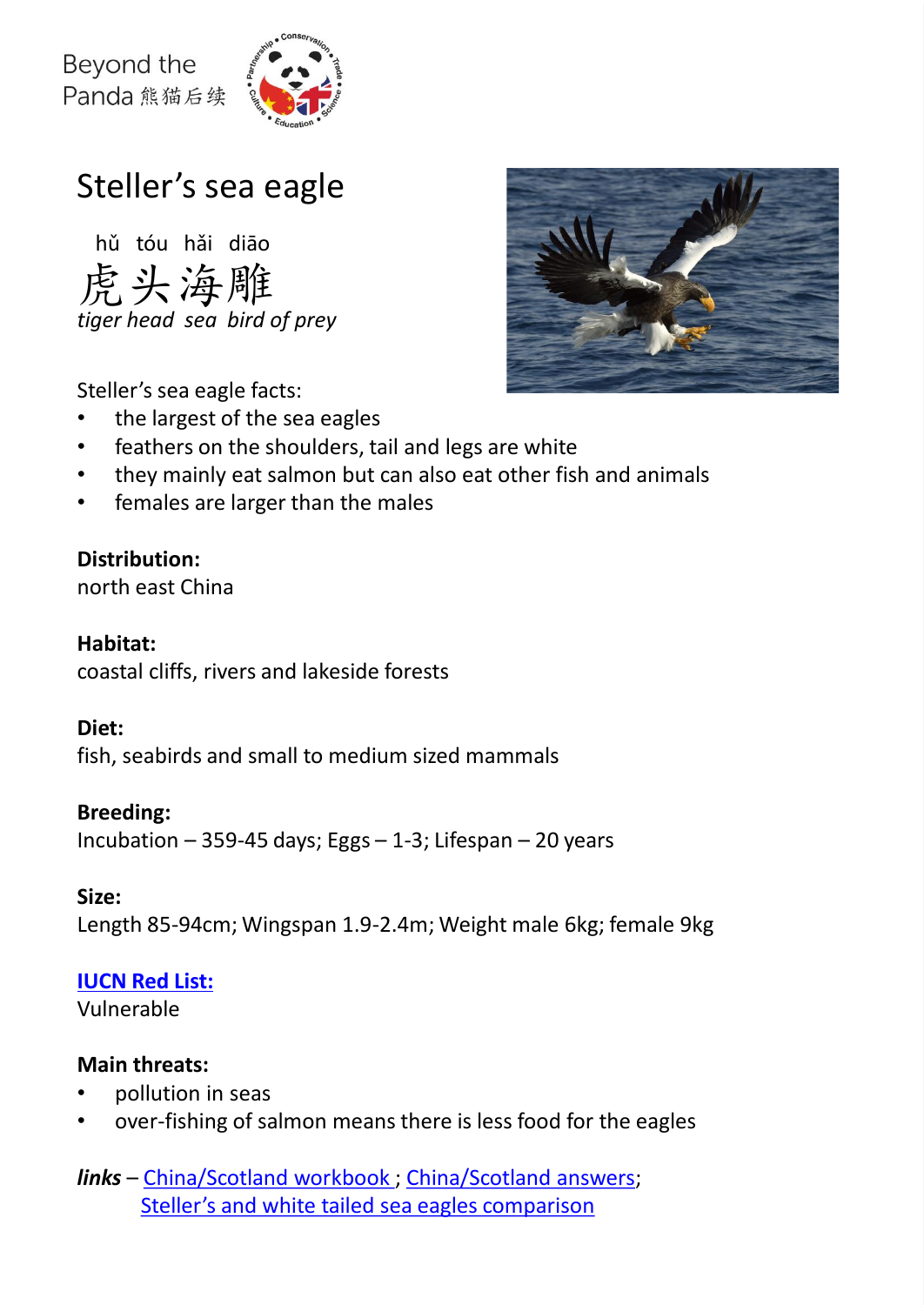Beyond the Panda 熊猫后续

# Steller's sea eagle

hǔ tóu hǎi diāo
虎头海雕
*tiger head sea bird of prey*

Steller's sea eagle facts:

- the largest of the sea eagles
- feathers on the shoulders, tail and legs are white
- they mainly eat salmon but can also eat other fish and animals
- females are larger than the males

**Distribution:**
north east China

**Habitat:**
coastal cliffs, rivers and lakeside forests

**Diet:**
fish, seabirds and small to medium sized mammals

**Breeding:**
Incubation – 359-45 days; Eggs – 1-3; Lifespan – 20 years

**Size:**
Length 85-94cm; Wingspan 1.9-2.4m; Weight male 6kg; female 9kg

**IUCN Red List:**
Vulnerable

**Main threats:**

- pollution in seas
- over-fishing of salmon means there is less food for the eagles

***links*** – China/Scotland workbook ; China/Scotland answers; Steller's and white tailed sea eagles comparison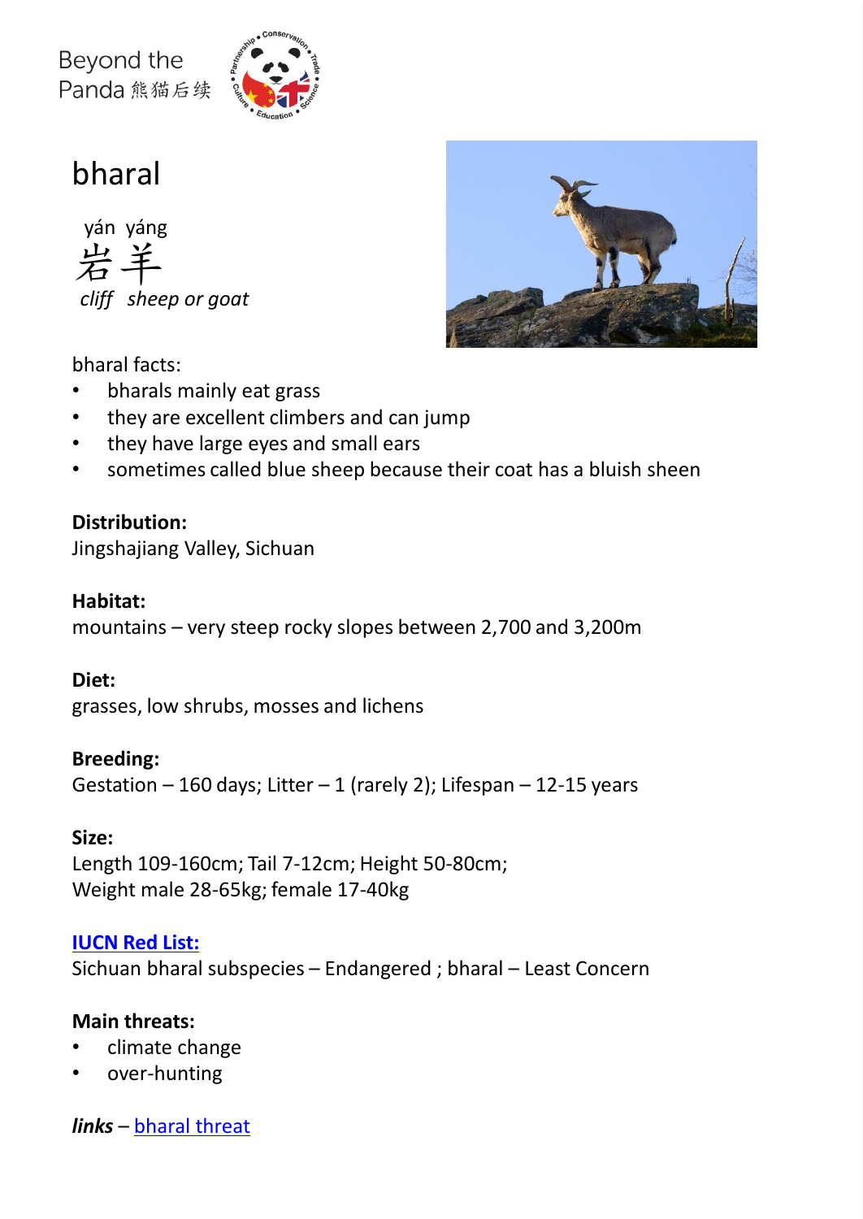Beyond the Panda 熊猫后续

# bharal

yán yáng
岩羊
*cliff sheep or goat*

bharal facts:

- bharals mainly eat grass
- they are excellent climbers and can jump
- they have large eyes and small ears
- sometimes called blue sheep because their coat has a bluish sheen

**Distribution:**
Jingshajiang Valley, Sichuan

**Habitat:**
mountains – very steep rocky slopes between 2,700 and 3,200m

**Diet:**
grasses, low shrubs, mosses and lichens

**Breeding:**
Gestation – 160 days; Litter – 1 (rarely 2); Lifespan – 12-15 years

**Size:**
Length 109-160cm; Tail 7-12cm; Height 50-80cm;
Weight male 28-65kg; female 17-40kg

**IUCN Red List:**
Sichuan bharal subspecies – Endangered ; bharal – Least Concern

**Main threats:**

- climate change
- over-hunting

***links*** – bharal threat